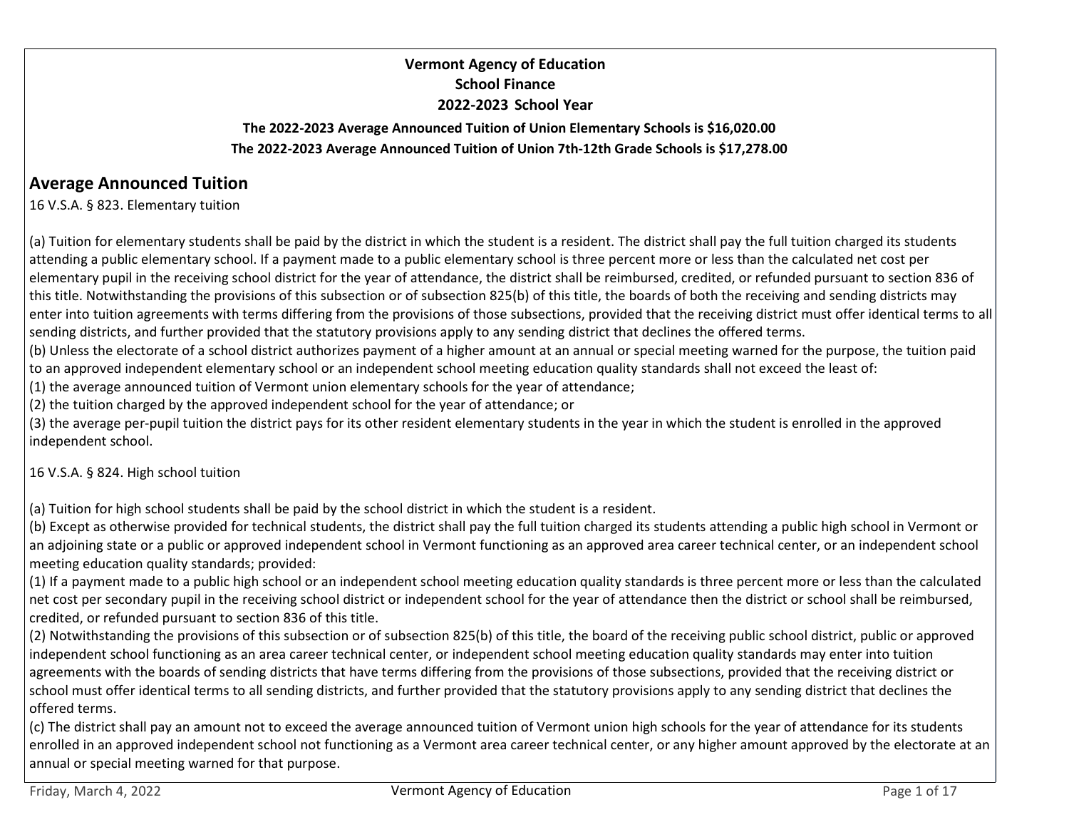**Vermont Agency of Education**
**School Finance**
**2022-2023 School Year**

**The 2022-2023 Average Announced Tuition of Union Elementary Schools is $16,020.00**
**The 2022-2023 Average Announced Tuition of Union 7th-12th Grade Schools is $17,278.00**

## Average Announced Tuition

16 V.S.A. § 823. Elementary tuition

(a) Tuition for elementary students shall be paid by the district in which the student is a resident. The district shall pay the full tuition charged its students attending a public elementary school. If a payment made to a public elementary school is three percent more or less than the calculated net cost per elementary pupil in the receiving school district for the year of attendance, the district shall be reimbursed, credited, or refunded pursuant to section 836 of this title. Notwithstanding the provisions of this subsection or of subsection 825(b) of this title, the boards of both the receiving and sending districts may enter into tuition agreements with terms differing from the provisions of those subsections, provided that the receiving district must offer identical terms to all sending districts, and further provided that the statutory provisions apply to any sending district that declines the offered terms.
(b) Unless the electorate of a school district authorizes payment of a higher amount at an annual or special meeting warned for the purpose, the tuition paid to an approved independent elementary school or an independent school meeting education quality standards shall not exceed the least of:
(1) the average announced tuition of Vermont union elementary schools for the year of attendance;
(2) the tuition charged by the approved independent school for the year of attendance; or
(3) the average per-pupil tuition the district pays for its other resident elementary students in the year in which the student is enrolled in the approved independent school.

16 V.S.A. § 824. High school tuition

(a) Tuition for high school students shall be paid by the school district in which the student is a resident.
(b) Except as otherwise provided for technical students, the district shall pay the full tuition charged its students attending a public high school in Vermont or an adjoining state or a public or approved independent school in Vermont functioning as an approved area career technical center, or an independent school meeting education quality standards; provided:
(1) If a payment made to a public high school or an independent school meeting education quality standards is three percent more or less than the calculated net cost per secondary pupil in the receiving school district or independent school for the year of attendance then the district or school shall be reimbursed, credited, or refunded pursuant to section 836 of this title.
(2) Notwithstanding the provisions of this subsection or of subsection 825(b) of this title, the board of the receiving public school district, public or approved independent school functioning as an area career technical center, or independent school meeting education quality standards may enter into tuition agreements with the boards of sending districts that have terms differing from the provisions of those subsections, provided that the receiving district or school must offer identical terms to all sending districts, and further provided that the statutory provisions apply to any sending district that declines the offered terms.
(c) The district shall pay an amount not to exceed the average announced tuition of Vermont union high schools for the year of attendance for its students enrolled in an approved independent school not functioning as a Vermont area career technical center, or any higher amount approved by the electorate at an annual or special meeting warned for that purpose.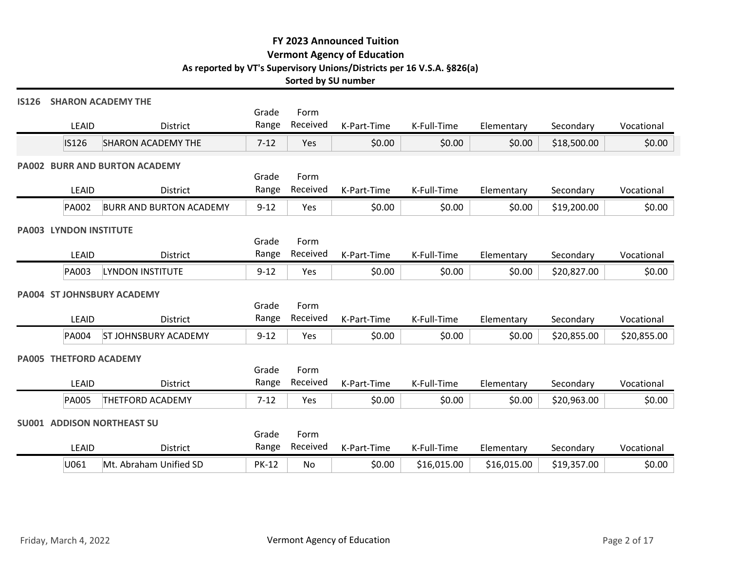# FY 2023 Announced Tuition

## Vermont Agency of Education

### As reported by VT's Supervisory Unions/Districts per 16 V.S.A. §826(a)

**Sorted by SU number**

### IS126 SHARON ACADEMY THE

| LEAID | District | Grade Range | Form Received | K-Part-Time | K-Full-Time | Elementary | Secondary | Vocational |
|---|---|---|---|---|---|---|---|---|
| IS126 | SHARON ACADEMY THE | 7-12 | Yes | $0.00 | $0.00 | $0.00 | $18,500.00 | $0.00 |

### PA002 BURR AND BURTON ACADEMY

| LEAID | District | Grade Range | Form Received | K-Part-Time | K-Full-Time | Elementary | Secondary | Vocational |
|---|---|---|---|---|---|---|---|---|
| PA002 | BURR AND BURTON ACADEMY | 9-12 | Yes | $0.00 | $0.00 | $0.00 | $19,200.00 | $0.00 |

### PA003 LYNDON INSTITUTE

| LEAID | District | Grade Range | Form Received | K-Part-Time | K-Full-Time | Elementary | Secondary | Vocational |
|---|---|---|---|---|---|---|---|---|
| PA003 | LYNDON INSTITUTE | 9-12 | Yes | $0.00 | $0.00 | $0.00 | $20,827.00 | $0.00 |

### PA004 ST JOHNSBURY ACADEMY

| LEAID | District | Grade Range | Form Received | K-Part-Time | K-Full-Time | Elementary | Secondary | Vocational |
|---|---|---|---|---|---|---|---|---|
| PA004 | ST JOHNSBURY ACADEMY | 9-12 | Yes | $0.00 | $0.00 | $0.00 | $20,855.00 | $20,855.00 |

### PA005 THETFORD ACADEMY

| LEAID | District | Grade Range | Form Received | K-Part-Time | K-Full-Time | Elementary | Secondary | Vocational |
|---|---|---|---|---|---|---|---|---|
| PA005 | THETFORD ACADEMY | 7-12 | Yes | $0.00 | $0.00 | $0.00 | $20,963.00 | $0.00 |

### SU001 ADDISON NORTHEAST SU

| LEAID | District | Grade Range | Form Received | K-Part-Time | K-Full-Time | Elementary | Secondary | Vocational |
|---|---|---|---|---|---|---|---|---|
| U061 | Mt. Abraham Unified SD | PK-12 | No | $0.00 | $16,015.00 | $16,015.00 | $19,357.00 | $0.00 |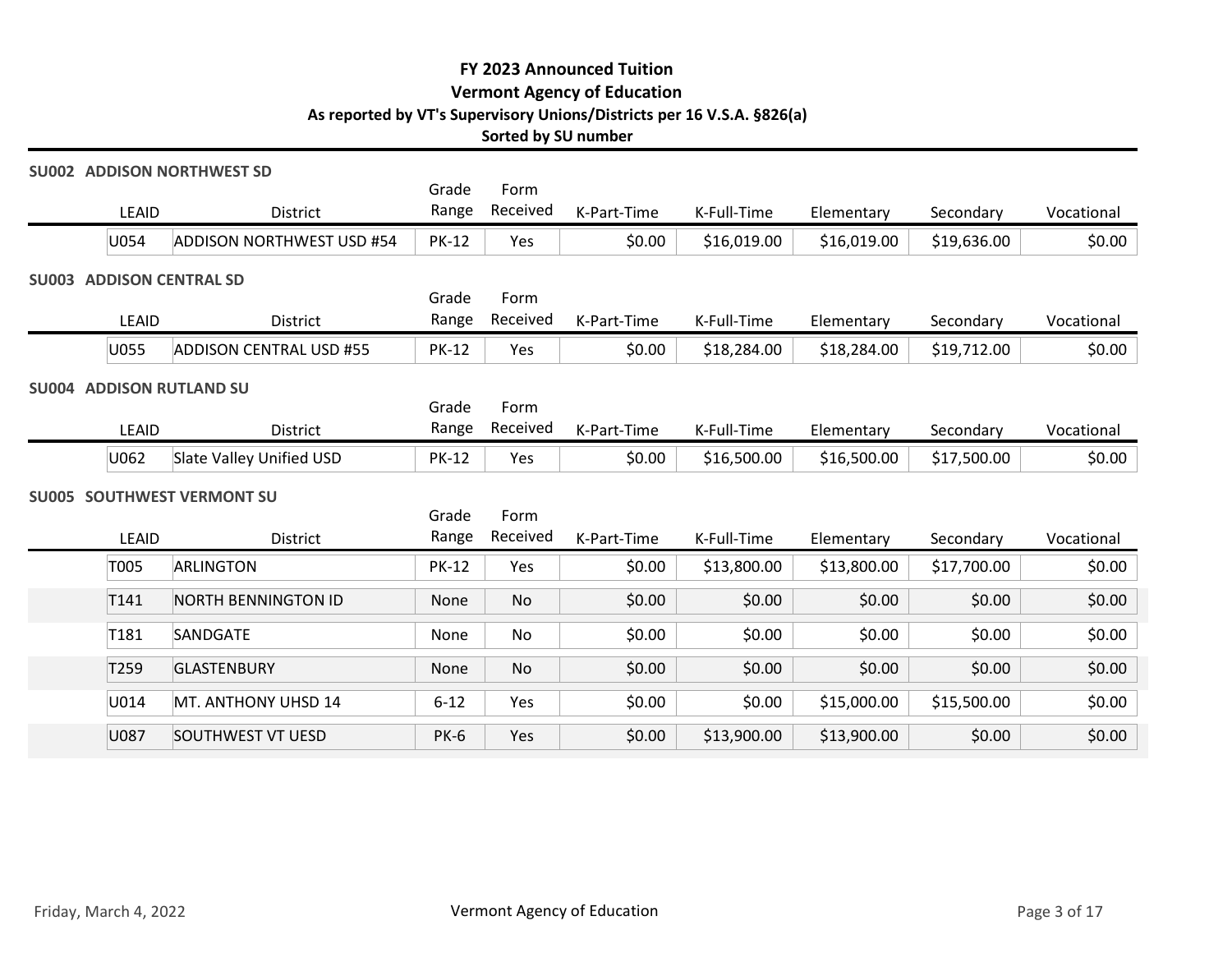# FY 2023 Announced Tuition

## Vermont Agency of Education

### As reported by VT's Supervisory Unions/Districts per 16 V.S.A. §826(a)

**Sorted by SU number**

**SU002 ADDISON NORTHWEST SD**

| LEAID | District | Grade Range | Form Received | K-Part-Time | K-Full-Time | Elementary | Secondary | Vocational |
|---|---|---|---|---|---|---|---|---|
| U054 | ADDISON NORTHWEST USD #54 | PK-12 | Yes | $0.00 | $16,019.00 | $16,019.00 | $19,636.00 | $0.00 |

**SU003 ADDISON CENTRAL SD**

| LEAID | District | Grade Range | Form Received | K-Part-Time | K-Full-Time | Elementary | Secondary | Vocational |
|---|---|---|---|---|---|---|---|---|
| U055 | ADDISON CENTRAL USD #55 | PK-12 | Yes | $0.00 | $18,284.00 | $18,284.00 | $19,712.00 | $0.00 |

**SU004 ADDISON RUTLAND SU**

| LEAID | District | Grade Range | Form Received | K-Part-Time | K-Full-Time | Elementary | Secondary | Vocational |
|---|---|---|---|---|---|---|---|---|
| U062 | Slate Valley Unified USD | PK-12 | Yes | $0.00 | $16,500.00 | $16,500.00 | $17,500.00 | $0.00 |

**SU005 SOUTHWEST VERMONT SU**

| LEAID | District | Grade Range | Form Received | K-Part-Time | K-Full-Time | Elementary | Secondary | Vocational |
|---|---|---|---|---|---|---|---|---|
| T005 | ARLINGTON | PK-12 | Yes | $0.00 | $13,800.00 | $13,800.00 | $17,700.00 | $0.00 |
| T141 | NORTH BENNINGTON ID | None | No | $0.00 | $0.00 | $0.00 | $0.00 | $0.00 |
| T181 | SANDGATE | None | No | $0.00 | $0.00 | $0.00 | $0.00 | $0.00 |
| T259 | GLASTENBURY | None | No | $0.00 | $0.00 | $0.00 | $0.00 | $0.00 |
| U014 | MT. ANTHONY UHSD 14 | 6-12 | Yes | $0.00 | $0.00 | $15,000.00 | $15,500.00 | $0.00 |
| U087 | SOUTHWEST VT UESD | PK-6 | Yes | $0.00 | $13,900.00 | $13,900.00 | $0.00 | $0.00 |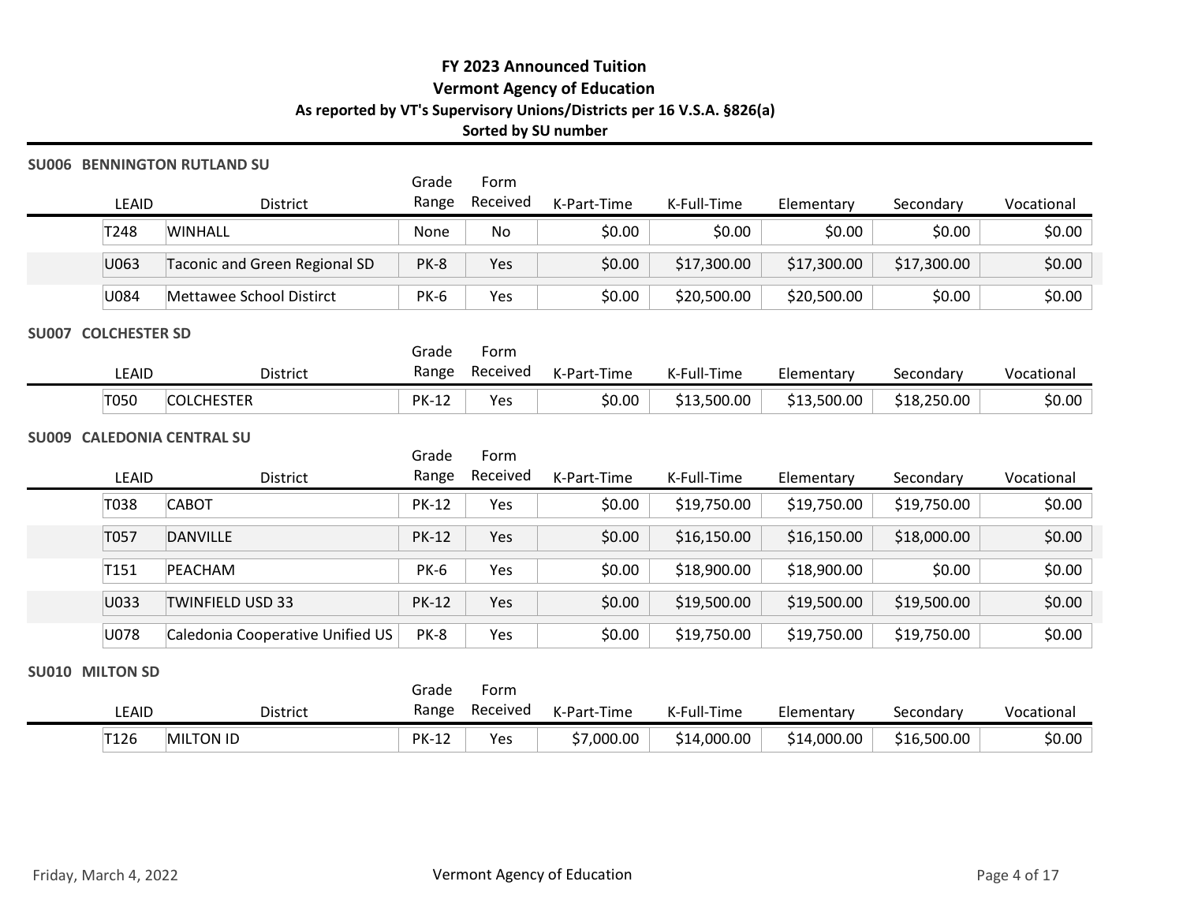# FY 2023 Announced Tuition

## Vermont Agency of Education

### As reported by VT's Supervisory Unions/Districts per 16 V.S.A. §826(a)

**Sorted by SU number**

**SU006 BENNINGTON RUTLAND SU**

| LEAID | District | Grade Range | Form Received | K-Part-Time | K-Full-Time | Elementary | Secondary | Vocational |
|---|---|---|---|---|---|---|---|---|
| T248 | WINHALL | None | No | $0.00 | $0.00 | $0.00 | $0.00 | $0.00 |
| U063 | Taconic and Green Regional SD | PK-8 | Yes | $0.00 | $17,300.00 | $17,300.00 | $17,300.00 | $0.00 |
| U084 | Mettawee School Distirct | PK-6 | Yes | $0.00 | $20,500.00 | $20,500.00 | $0.00 | $0.00 |

**SU007 COLCHESTER SD**

| LEAID | District | Grade Range | Form Received | K-Part-Time | K-Full-Time | Elementary | Secondary | Vocational |
|---|---|---|---|---|---|---|---|---|
| T050 | COLCHESTER | PK-12 | Yes | $0.00 | $13,500.00 | $13,500.00 | $18,250.00 | $0.00 |

**SU009 CALEDONIA CENTRAL SU**

| LEAID | District | Grade Range | Form Received | K-Part-Time | K-Full-Time | Elementary | Secondary | Vocational |
|---|---|---|---|---|---|---|---|---|
| T038 | CABOT | PK-12 | Yes | $0.00 | $19,750.00 | $19,750.00 | $19,750.00 | $0.00 |
| T057 | DANVILLE | PK-12 | Yes | $0.00 | $16,150.00 | $16,150.00 | $18,000.00 | $0.00 |
| T151 | PEACHAM | PK-6 | Yes | $0.00 | $18,900.00 | $18,900.00 | $0.00 | $0.00 |
| U033 | TWINFIELD USD 33 | PK-12 | Yes | $0.00 | $19,500.00 | $19,500.00 | $19,500.00 | $0.00 |
| U078 | Caledonia Cooperative Unified US | PK-8 | Yes | $0.00 | $19,750.00 | $19,750.00 | $19,750.00 | $0.00 |

**SU010 MILTON SD**

| LEAID | District | Grade Range | Form Received | K-Part-Time | K-Full-Time | Elementary | Secondary | Vocational |
|---|---|---|---|---|---|---|---|---|
| T126 | MILTON ID | PK-12 | Yes | $7,000.00 | $14,000.00 | $14,000.00 | $16,500.00 | $0.00 |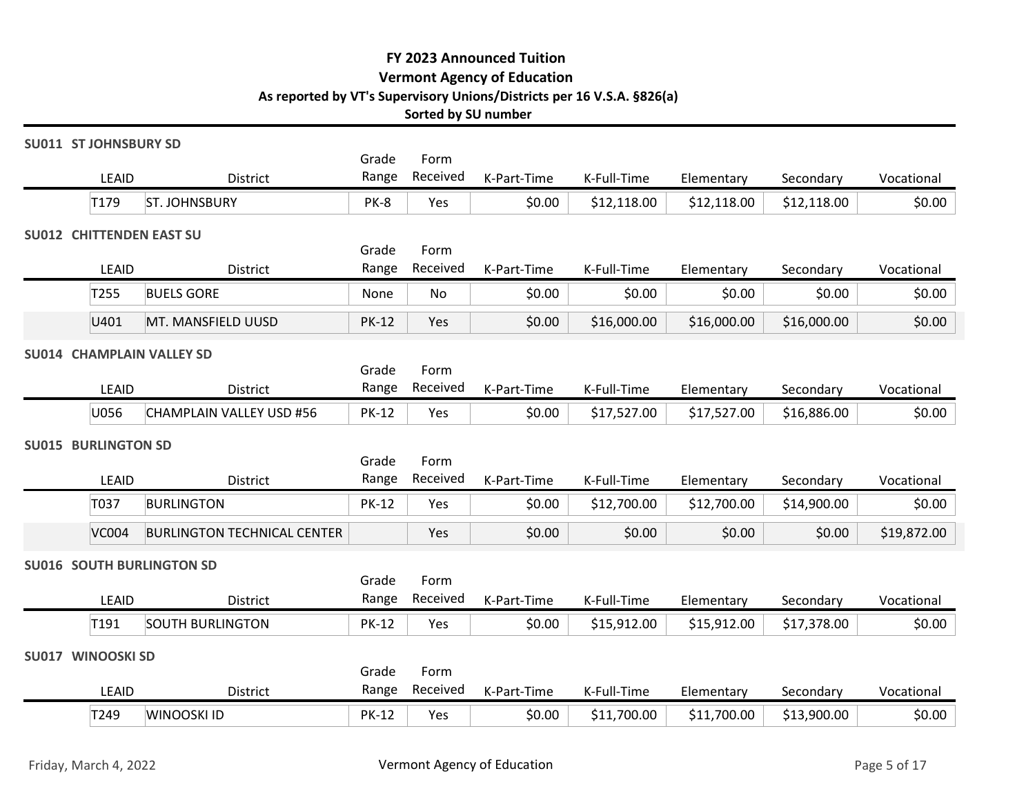# FY 2023 Announced Tuition

## Vermont Agency of Education

### As reported by VT's Supervisory Unions/Districts per 16 V.S.A. §826(a)

Sorted by SU number

## SU011 ST JOHNSBURY SD

| LEAID | District | Grade Range | Form Received | K-Part-Time | K-Full-Time | Elementary | Secondary | Vocational |
|---|---|---|---|---|---|---|---|---|
| T179 | ST. JOHNSBURY | PK-8 | Yes | $0.00 | $12,118.00 | $12,118.00 | $12,118.00 | $0.00 |

## SU012 CHITTENDEN EAST SU

| LEAID | District | Grade Range | Form Received | K-Part-Time | K-Full-Time | Elementary | Secondary | Vocational |
|---|---|---|---|---|---|---|---|---|
| T255 | BUELS GORE | None | No | $0.00 | $0.00 | $0.00 | $0.00 | $0.00 |
| U401 | MT. MANSFIELD UUSD | PK-12 | Yes | $0.00 | $16,000.00 | $16,000.00 | $16,000.00 | $0.00 |

## SU014 CHAMPLAIN VALLEY SD

| LEAID | District | Grade Range | Form Received | K-Part-Time | K-Full-Time | Elementary | Secondary | Vocational |
|---|---|---|---|---|---|---|---|---|
| U056 | CHAMPLAIN VALLEY USD #56 | PK-12 | Yes | $0.00 | $17,527.00 | $17,527.00 | $16,886.00 | $0.00 |

## SU015 BURLINGTON SD

| LEAID | District | Grade Range | Form Received | K-Part-Time | K-Full-Time | Elementary | Secondary | Vocational |
|---|---|---|---|---|---|---|---|---|
| T037 | BURLINGTON | PK-12 | Yes | $0.00 | $12,700.00 | $12,700.00 | $14,900.00 | $0.00 |
| VC004 | BURLINGTON TECHNICAL CENTER | | Yes | $0.00 | $0.00 | $0.00 | $0.00 | $19,872.00 |

## SU016 SOUTH BURLINGTON SD

| LEAID | District | Grade Range | Form Received | K-Part-Time | K-Full-Time | Elementary | Secondary | Vocational |
|---|---|---|---|---|---|---|---|---|
| T191 | SOUTH BURLINGTON | PK-12 | Yes | $0.00 | $15,912.00 | $15,912.00 | $17,378.00 | $0.00 |

## SU017 WINOOSKI SD

| LEAID | District | Grade Range | Form Received | K-Part-Time | K-Full-Time | Elementary | Secondary | Vocational |
|---|---|---|---|---|---|---|---|---|
| T249 | WINOOSKI ID | PK-12 | Yes | $0.00 | $11,700.00 | $11,700.00 | $13,900.00 | $0.00 |

Friday, March 4, 2022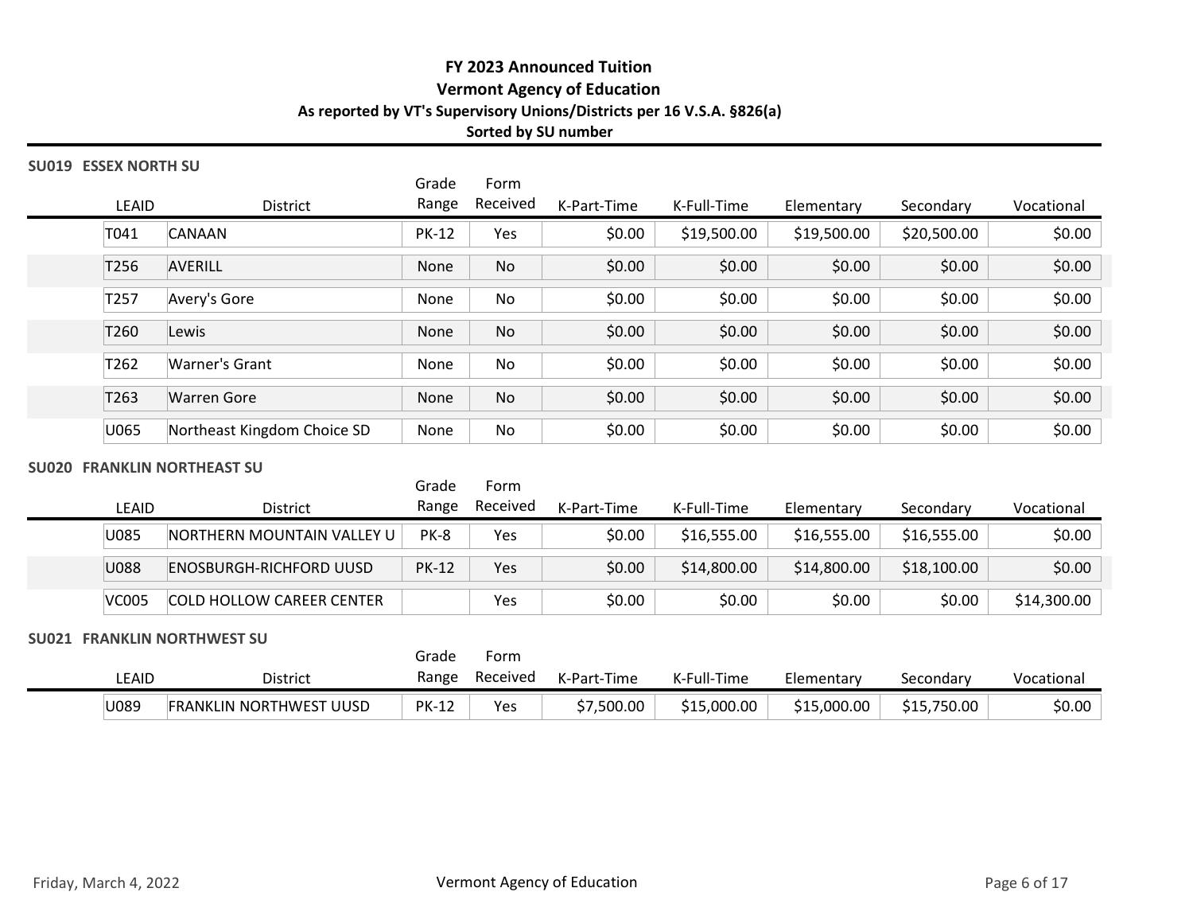# FY 2023 Announced Tuition

## Vermont Agency of Education

### As reported by VT's Supervisory Unions/Districts per 16 V.S.A. §826(a)

**Sorted by SU number**

### SU019 ESSEX NORTH SU

| LEAID | District | Grade Range | Form Received | K-Part-Time | K-Full-Time | Elementary | Secondary | Vocational |
|---|---|---|---|---|---|---|---|---|
| T041 | CANAAN | PK-12 | Yes | $0.00 | $19,500.00 | $19,500.00 | $20,500.00 | $0.00 |
| T256 | AVERILL | None | No | $0.00 | $0.00 | $0.00 | $0.00 | $0.00 |
| T257 | Avery's Gore | None | No | $0.00 | $0.00 | $0.00 | $0.00 | $0.00 |
| T260 | Lewis | None | No | $0.00 | $0.00 | $0.00 | $0.00 | $0.00 |
| T262 | Warner's Grant | None | No | $0.00 | $0.00 | $0.00 | $0.00 | $0.00 |
| T263 | Warren Gore | None | No | $0.00 | $0.00 | $0.00 | $0.00 | $0.00 |
| U065 | Northeast Kingdom Choice SD | None | No | $0.00 | $0.00 | $0.00 | $0.00 | $0.00 |

### SU020 FRANKLIN NORTHEAST SU

| LEAID | District | Grade Range | Form Received | K-Part-Time | K-Full-Time | Elementary | Secondary | Vocational |
|---|---|---|---|---|---|---|---|---|
| U085 | NORTHERN MOUNTAIN VALLEY U | PK-8 | Yes | $0.00 | $16,555.00 | $16,555.00 | $16,555.00 | $0.00 |
| U088 | ENOSBURGH-RICHFORD UUSD | PK-12 | Yes | $0.00 | $14,800.00 | $14,800.00 | $18,100.00 | $0.00 |
| VC005 | COLD HOLLOW CAREER CENTER | | Yes | $0.00 | $0.00 | $0.00 | $0.00 | $14,300.00 |

### SU021 FRANKLIN NORTHWEST SU

| LEAID | District | Grade Range | Form Received | K-Part-Time | K-Full-Time | Elementary | Secondary | Vocational |
|---|---|---|---|---|---|---|---|---|
| U089 | FRANKLIN NORTHWEST UUSD | PK-12 | Yes | $7,500.00 | $15,000.00 | $15,000.00 | $15,750.00 | $0.00 |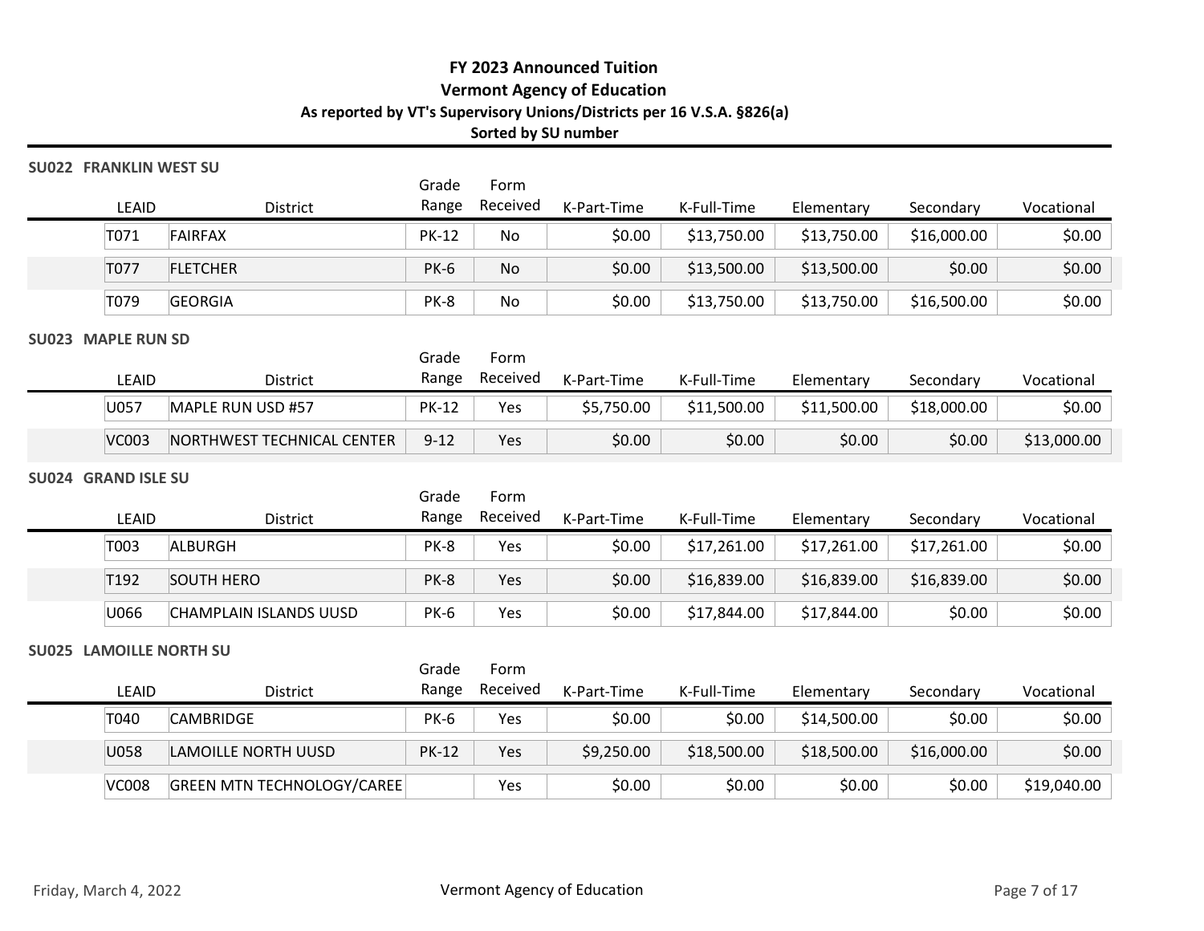# FY 2023 Announced Tuition
## Vermont Agency of Education
### As reported by VT's Supervisory Unions/Districts per 16 V.S.A. §826(a)
### Sorted by SU number

**SU022 FRANKLIN WEST SU**

| LEAID | District | Grade Range | Form Received | K-Part-Time | K-Full-Time | Elementary | Secondary | Vocational |
|---|---|---|---|---|---|---|---|---|
| T071 | FAIRFAX | PK-12 | No | $0.00 | $13,750.00 | $13,750.00 | $16,000.00 | $0.00 |
| T077 | FLETCHER | PK-6 | No | $0.00 | $13,500.00 | $13,500.00 | $0.00 | $0.00 |
| T079 | GEORGIA | PK-8 | No | $0.00 | $13,750.00 | $13,750.00 | $16,500.00 | $0.00 |

**SU023 MAPLE RUN SD**

| LEAID | District | Grade Range | Form Received | K-Part-Time | K-Full-Time | Elementary | Secondary | Vocational |
|---|---|---|---|---|---|---|---|---|
| U057 | MAPLE RUN USD #57 | PK-12 | Yes | $5,750.00 | $11,500.00 | $11,500.00 | $18,000.00 | $0.00 |
| VC003 | NORTHWEST TECHNICAL CENTER | 9-12 | Yes | $0.00 | $0.00 | $0.00 | $0.00 | $13,000.00 |

**SU024 GRAND ISLE SU**

| LEAID | District | Grade Range | Form Received | K-Part-Time | K-Full-Time | Elementary | Secondary | Vocational |
|---|---|---|---|---|---|---|---|---|
| T003 | ALBURGH | PK-8 | Yes | $0.00 | $17,261.00 | $17,261.00 | $17,261.00 | $0.00 |
| T192 | SOUTH HERO | PK-8 | Yes | $0.00 | $16,839.00 | $16,839.00 | $16,839.00 | $0.00 |
| U066 | CHAMPLAIN ISLANDS UUSD | PK-6 | Yes | $0.00 | $17,844.00 | $17,844.00 | $0.00 | $0.00 |

**SU025 LAMOILLE NORTH SU**

| LEAID | District | Grade Range | Form Received | K-Part-Time | K-Full-Time | Elementary | Secondary | Vocational |
|---|---|---|---|---|---|---|---|---|
| T040 | CAMBRIDGE | PK-6 | Yes | $0.00 | $0.00 | $14,500.00 | $0.00 | $0.00 |
| U058 | LAMOILLE NORTH UUSD | PK-12 | Yes | $9,250.00 | $18,500.00 | $18,500.00 | $16,000.00 | $0.00 |
| VC008 | GREEN MTN TECHNOLOGY/CAREE | | Yes | $0.00 | $0.00 | $0.00 | $0.00 | $19,040.00 |

Friday, March 4, 2022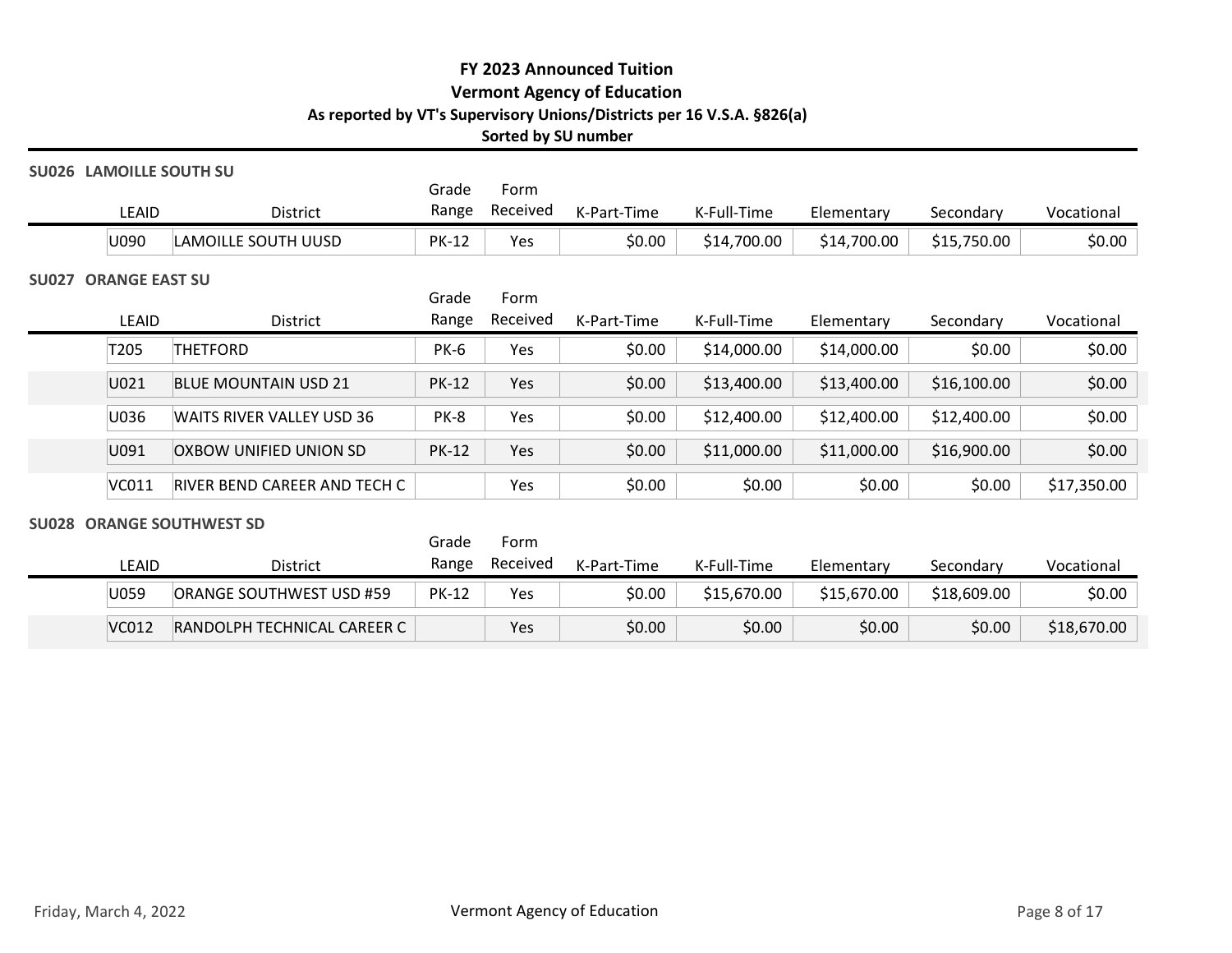# FY 2023 Announced Tuition

## Vermont Agency of Education

### As reported by VT's Supervisory Unions/Districts per 16 V.S.A. §826(a)

**Sorted by SU number**

### SU026 LAMOILLE SOUTH SU

| LEAID | District | Grade Range | Form Received | K-Part-Time | K-Full-Time | Elementary | Secondary | Vocational |
|---|---|---|---|---|---|---|---|---|
| U090 | LAMOILLE SOUTH UUSD | PK-12 | Yes | $0.00 | $14,700.00 | $14,700.00 | $15,750.00 | $0.00 |

### SU027 ORANGE EAST SU

| LEAID | District | Grade Range | Form Received | K-Part-Time | K-Full-Time | Elementary | Secondary | Vocational |
|---|---|---|---|---|---|---|---|---|
| T205 | THETFORD | PK-6 | Yes | $0.00 | $14,000.00 | $14,000.00 | $0.00 | $0.00 |
| U021 | BLUE MOUNTAIN USD 21 | PK-12 | Yes | $0.00 | $13,400.00 | $13,400.00 | $16,100.00 | $0.00 |
| U036 | WAITS RIVER VALLEY USD 36 | PK-8 | Yes | $0.00 | $12,400.00 | $12,400.00 | $12,400.00 | $0.00 |
| U091 | OXBOW UNIFIED UNION SD | PK-12 | Yes | $0.00 | $11,000.00 | $11,000.00 | $16,900.00 | $0.00 |
| VC011 | RIVER BEND CAREER AND TECH C | | Yes | $0.00 | $0.00 | $0.00 | $0.00 | $17,350.00 |

### SU028 ORANGE SOUTHWEST SD

| LEAID | District | Grade Range | Form Received | K-Part-Time | K-Full-Time | Elementary | Secondary | Vocational |
|---|---|---|---|---|---|---|---|---|
| U059 | ORANGE SOUTHWEST USD #59 | PK-12 | Yes | $0.00 | $15,670.00 | $15,670.00 | $18,609.00 | $0.00 |
| VC012 | RANDOLPH TECHNICAL CAREER C | | Yes | $0.00 | $0.00 | $0.00 | $0.00 | $18,670.00 |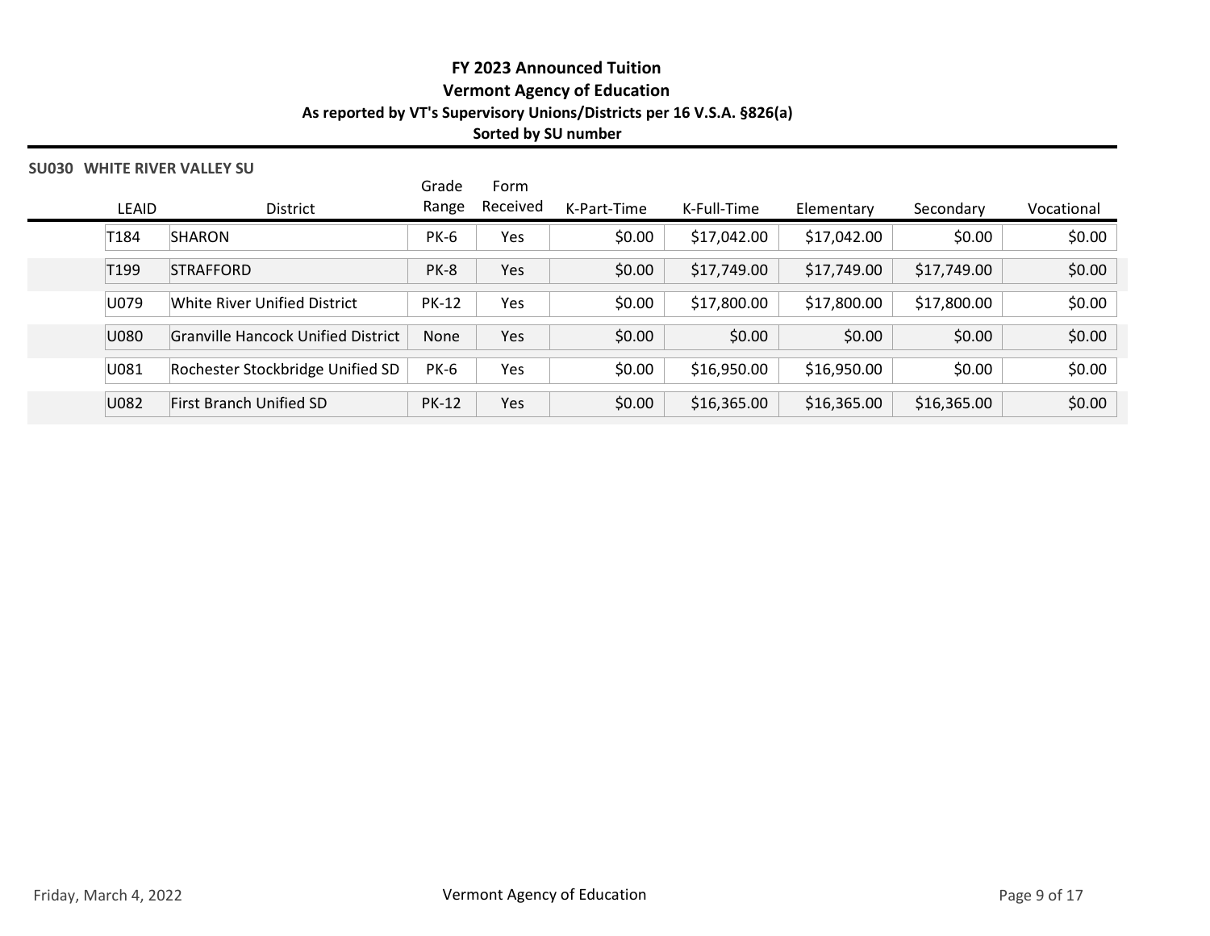# FY 2023 Announced Tuition

## Vermont Agency of Education

### As reported by VT's Supervisory Unions/Districts per 16 V.S.A. §826(a)

**Sorted by SU number**

**SU030 WHITE RIVER VALLEY SU**

| LEAID | District | Grade Range | Form Received | K-Part-Time | K-Full-Time | Elementary | Secondary | Vocational |
|---|---|---|---|---|---|---|---|---|
| T184 | SHARON | PK-6 | Yes | $0.00 | $17,042.00 | $17,042.00 | $0.00 | $0.00 |
| T199 | STRAFFORD | PK-8 | Yes | $0.00 | $17,749.00 | $17,749.00 | $17,749.00 | $0.00 |
| U079 | White River Unified District | PK-12 | Yes | $0.00 | $17,800.00 | $17,800.00 | $17,800.00 | $0.00 |
| U080 | Granville Hancock Unified District | None | Yes | $0.00 | $0.00 | $0.00 | $0.00 | $0.00 |
| U081 | Rochester Stockbridge Unified SD | PK-6 | Yes | $0.00 | $16,950.00 | $16,950.00 | $0.00 | $0.00 |
| U082 | First Branch Unified SD | PK-12 | Yes | $0.00 | $16,365.00 | $16,365.00 | $16,365.00 | $0.00 |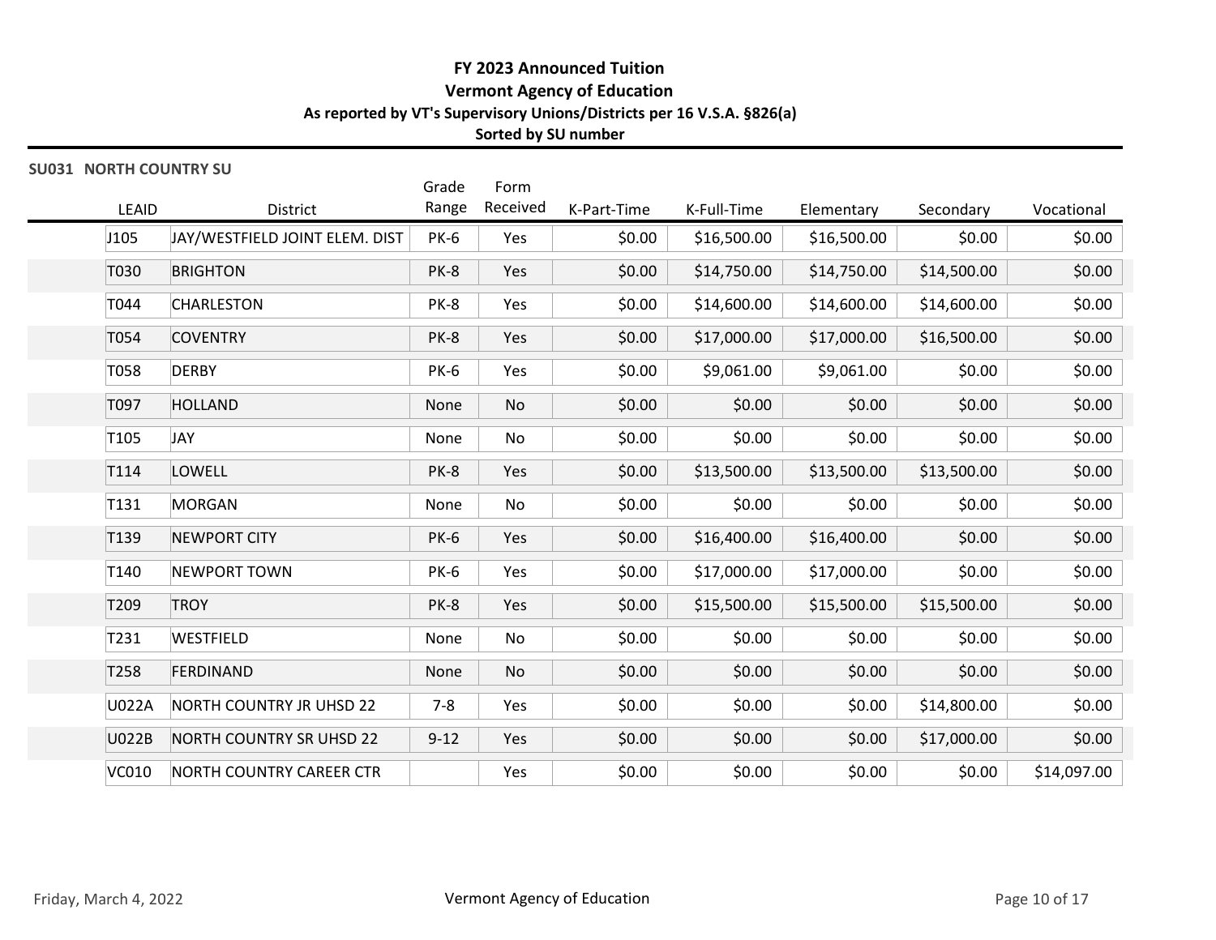# FY 2023 Announced Tuition

## Vermont Agency of Education

### As reported by VT's Supervisory Unions/Districts per 16 V.S.A. §826(a)

### Sorted by SU number

**SU031 NORTH COUNTRY SU**

| LEAID | District | Grade Range | Form Received | K-Part-Time | K-Full-Time | Elementary | Secondary | Vocational |
|---|---|---|---|---|---|---|---|---|
| J105 | JAY/WESTFIELD JOINT ELEM. DIST | PK-6 | Yes | $0.00 | $16,500.00 | $16,500.00 | $0.00 | $0.00 |
| T030 | BRIGHTON | PK-8 | Yes | $0.00 | $14,750.00 | $14,750.00 | $14,500.00 | $0.00 |
| T044 | CHARLESTON | PK-8 | Yes | $0.00 | $14,600.00 | $14,600.00 | $14,600.00 | $0.00 |
| T054 | COVENTRY | PK-8 | Yes | $0.00 | $17,000.00 | $17,000.00 | $16,500.00 | $0.00 |
| T058 | DERBY | PK-6 | Yes | $0.00 | $9,061.00 | $9,061.00 | $0.00 | $0.00 |
| T097 | HOLLAND | None | No | $0.00 | $0.00 | $0.00 | $0.00 | $0.00 |
| T105 | JAY | None | No | $0.00 | $0.00 | $0.00 | $0.00 | $0.00 |
| T114 | LOWELL | PK-8 | Yes | $0.00 | $13,500.00 | $13,500.00 | $13,500.00 | $0.00 |
| T131 | MORGAN | None | No | $0.00 | $0.00 | $0.00 | $0.00 | $0.00 |
| T139 | NEWPORT CITY | PK-6 | Yes | $0.00 | $16,400.00 | $16,400.00 | $0.00 | $0.00 |
| T140 | NEWPORT TOWN | PK-6 | Yes | $0.00 | $17,000.00 | $17,000.00 | $0.00 | $0.00 |
| T209 | TROY | PK-8 | Yes | $0.00 | $15,500.00 | $15,500.00 | $15,500.00 | $0.00 |
| T231 | WESTFIELD | None | No | $0.00 | $0.00 | $0.00 | $0.00 | $0.00 |
| T258 | FERDINAND | None | No | $0.00 | $0.00 | $0.00 | $0.00 | $0.00 |
| U022A | NORTH COUNTRY JR UHSD 22 | 7-8 | Yes | $0.00 | $0.00 | $0.00 | $14,800.00 | $0.00 |
| U022B | NORTH COUNTRY SR UHSD 22 | 9-12 | Yes | $0.00 | $0.00 | $0.00 | $17,000.00 | $0.00 |
| VC010 | NORTH COUNTRY CAREER CTR | | Yes | $0.00 | $0.00 | $0.00 | $0.00 | $14,097.00 |

Friday, March 4, 2022 — Vermont Agency of Education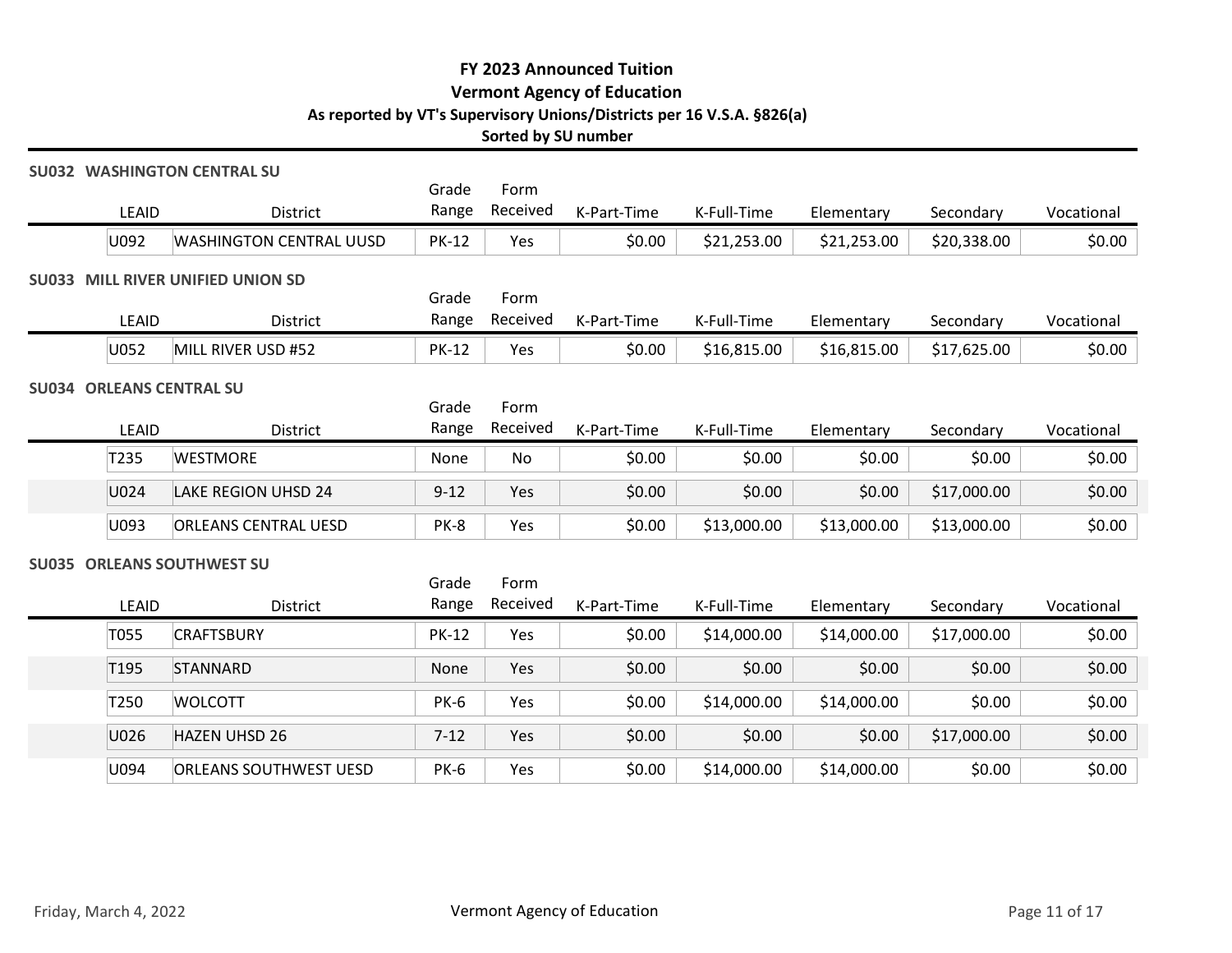# FY 2023 Announced Tuition
## Vermont Agency of Education
### As reported by VT's Supervisory Unions/Districts per 16 V.S.A. §826(a)
### Sorted by SU number

**SU032 WASHINGTON CENTRAL SU**

| LEAID | District | Grade Range | Form Received | K-Part-Time | K-Full-Time | Elementary | Secondary | Vocational |
|---|---|---|---|---|---|---|---|---|
| U092 | WASHINGTON CENTRAL UUSD | PK-12 | Yes | $0.00 | $21,253.00 | $21,253.00 | $20,338.00 | $0.00 |

**SU033 MILL RIVER UNIFIED UNION SD**

| LEAID | District | Grade Range | Form Received | K-Part-Time | K-Full-Time | Elementary | Secondary | Vocational |
|---|---|---|---|---|---|---|---|---|
| U052 | MILL RIVER USD #52 | PK-12 | Yes | $0.00 | $16,815.00 | $16,815.00 | $17,625.00 | $0.00 |

**SU034 ORLEANS CENTRAL SU**

| LEAID | District | Grade Range | Form Received | K-Part-Time | K-Full-Time | Elementary | Secondary | Vocational |
|---|---|---|---|---|---|---|---|---|
| T235 | WESTMORE | None | No | $0.00 | $0.00 | $0.00 | $0.00 | $0.00 |
| U024 | LAKE REGION UHSD 24 | 9-12 | Yes | $0.00 | $0.00 | $0.00 | $17,000.00 | $0.00 |
| U093 | ORLEANS CENTRAL UESD | PK-8 | Yes | $0.00 | $13,000.00 | $13,000.00 | $13,000.00 | $0.00 |

**SU035 ORLEANS SOUTHWEST SU**

| LEAID | District | Grade Range | Form Received | K-Part-Time | K-Full-Time | Elementary | Secondary | Vocational |
|---|---|---|---|---|---|---|---|---|
| T055 | CRAFTSBURY | PK-12 | Yes | $0.00 | $14,000.00 | $14,000.00 | $17,000.00 | $0.00 |
| T195 | STANNARD | None | Yes | $0.00 | $0.00 | $0.00 | $0.00 | $0.00 |
| T250 | WOLCOTT | PK-6 | Yes | $0.00 | $14,000.00 | $14,000.00 | $0.00 | $0.00 |
| U026 | HAZEN UHSD 26 | 7-12 | Yes | $0.00 | $0.00 | $0.00 | $17,000.00 | $0.00 |
| U094 | ORLEANS SOUTHWEST UESD | PK-6 | Yes | $0.00 | $14,000.00 | $14,000.00 | $0.00 | $0.00 |

Friday, March 4, 2022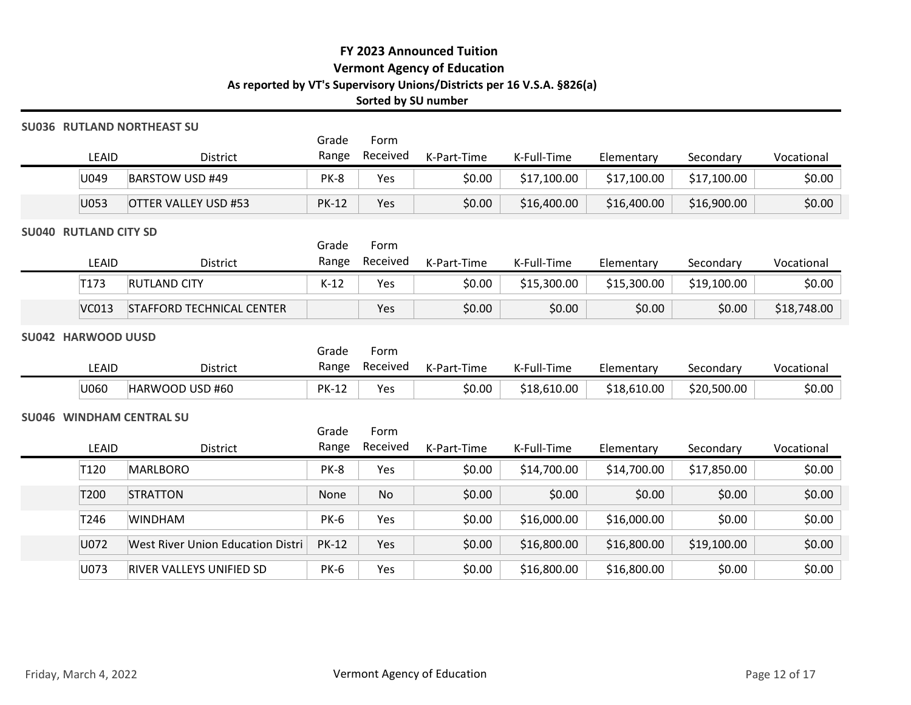# FY 2023 Announced Tuition

## Vermont Agency of Education

### As reported by VT's Supervisory Unions/Districts per 16 V.S.A. §826(a)

**Sorted by SU number**

### SU036 RUTLAND NORTHEAST SU

| LEAID | District | Grade Range | Form Received | K-Part-Time | K-Full-Time | Elementary | Secondary | Vocational |
|---|---|---|---|---|---|---|---|---|
| U049 | BARSTOW USD #49 | PK-8 | Yes | $0.00 | $17,100.00 | $17,100.00 | $17,100.00 | $0.00 |
| U053 | OTTER VALLEY USD #53 | PK-12 | Yes | $0.00 | $16,400.00 | $16,400.00 | $16,900.00 | $0.00 |

### SU040 RUTLAND CITY SD

| LEAID | District | Grade Range | Form Received | K-Part-Time | K-Full-Time | Elementary | Secondary | Vocational |
|---|---|---|---|---|---|---|---|---|
| T173 | RUTLAND CITY | K-12 | Yes | $0.00 | $15,300.00 | $15,300.00 | $19,100.00 | $0.00 |
| VC013 | STAFFORD TECHNICAL CENTER | | Yes | $0.00 | $0.00 | $0.00 | $0.00 | $18,748.00 |

### SU042 HARWOOD UUSD

| LEAID | District | Grade Range | Form Received | K-Part-Time | K-Full-Time | Elementary | Secondary | Vocational |
|---|---|---|---|---|---|---|---|---|
| U060 | HARWOOD USD #60 | PK-12 | Yes | $0.00 | $18,610.00 | $18,610.00 | $20,500.00 | $0.00 |

### SU046 WINDHAM CENTRAL SU

| LEAID | District | Grade Range | Form Received | K-Part-Time | K-Full-Time | Elementary | Secondary | Vocational |
|---|---|---|---|---|---|---|---|---|
| T120 | MARLBORO | PK-8 | Yes | $0.00 | $14,700.00 | $14,700.00 | $17,850.00 | $0.00 |
| T200 | STRATTON | None | No | $0.00 | $0.00 | $0.00 | $0.00 | $0.00 |
| T246 | WINDHAM | PK-6 | Yes | $0.00 | $16,000.00 | $16,000.00 | $0.00 | $0.00 |
| U072 | West River Union Education Distri | PK-12 | Yes | $0.00 | $16,800.00 | $16,800.00 | $19,100.00 | $0.00 |
| U073 | RIVER VALLEYS UNIFIED SD | PK-6 | Yes | $0.00 | $16,800.00 | $16,800.00 | $0.00 | $0.00 |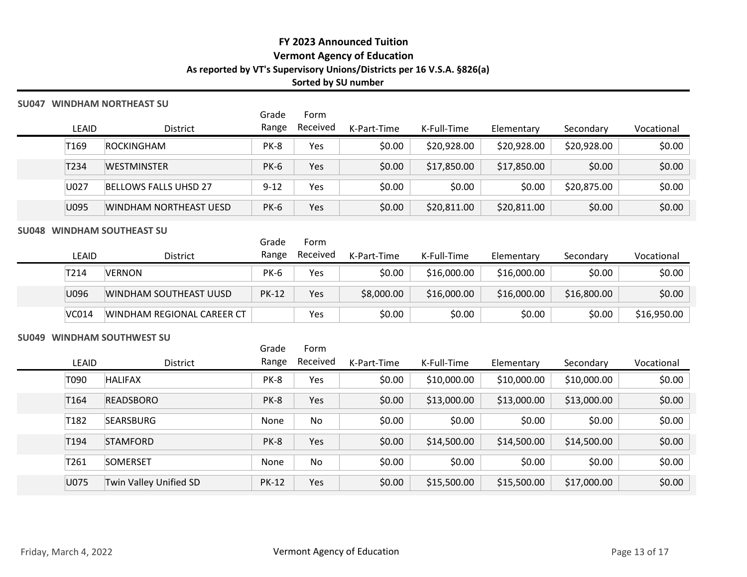# FY 2023 Announced Tuition

## Vermont Agency of Education

### As reported by VT's Supervisory Unions/Districts per 16 V.S.A. §826(a)

**Sorted by SU number**

### SU047 WINDHAM NORTHEAST SU

| LEAID | District | Grade Range | Form Received | K-Part-Time | K-Full-Time | Elementary | Secondary | Vocational |
|---|---|---|---|---|---|---|---|---|
| T169 | ROCKINGHAM | PK-8 | Yes | $0.00 | $20,928.00 | $20,928.00 | $20,928.00 | $0.00 |
| T234 | WESTMINSTER | PK-6 | Yes | $0.00 | $17,850.00 | $17,850.00 | $0.00 | $0.00 |
| U027 | BELLOWS FALLS UHSD 27 | 9-12 | Yes | $0.00 | $0.00 | $0.00 | $20,875.00 | $0.00 |
| U095 | WINDHAM NORTHEAST UESD | PK-6 | Yes | $0.00 | $20,811.00 | $20,811.00 | $0.00 | $0.00 |

### SU048 WINDHAM SOUTHEAST SU

| LEAID | District | Grade Range | Form Received | K-Part-Time | K-Full-Time | Elementary | Secondary | Vocational |
|---|---|---|---|---|---|---|---|---|
| T214 | VERNON | PK-6 | Yes | $0.00 | $16,000.00 | $16,000.00 | $0.00 | $0.00 |
| U096 | WINDHAM SOUTHEAST UUSD | PK-12 | Yes | $8,000.00 | $16,000.00 | $16,000.00 | $16,800.00 | $0.00 |
| VC014 | WINDHAM REGIONAL CAREER CT | | Yes | $0.00 | $0.00 | $0.00 | $0.00 | $16,950.00 |

### SU049 WINDHAM SOUTHWEST SU

| LEAID | District | Grade Range | Form Received | K-Part-Time | K-Full-Time | Elementary | Secondary | Vocational |
|---|---|---|---|---|---|---|---|---|
| T090 | HALIFAX | PK-8 | Yes | $0.00 | $10,000.00 | $10,000.00 | $10,000.00 | $0.00 |
| T164 | READSBORO | PK-8 | Yes | $0.00 | $13,000.00 | $13,000.00 | $13,000.00 | $0.00 |
| T182 | SEARSBURG | None | No | $0.00 | $0.00 | $0.00 | $0.00 | $0.00 |
| T194 | STAMFORD | PK-8 | Yes | $0.00 | $14,500.00 | $14,500.00 | $14,500.00 | $0.00 |
| T261 | SOMERSET | None | No | $0.00 | $0.00 | $0.00 | $0.00 | $0.00 |
| U075 | Twin Valley Unified SD | PK-12 | Yes | $0.00 | $15,500.00 | $15,500.00 | $17,000.00 | $0.00 |

Friday, March 4, 2022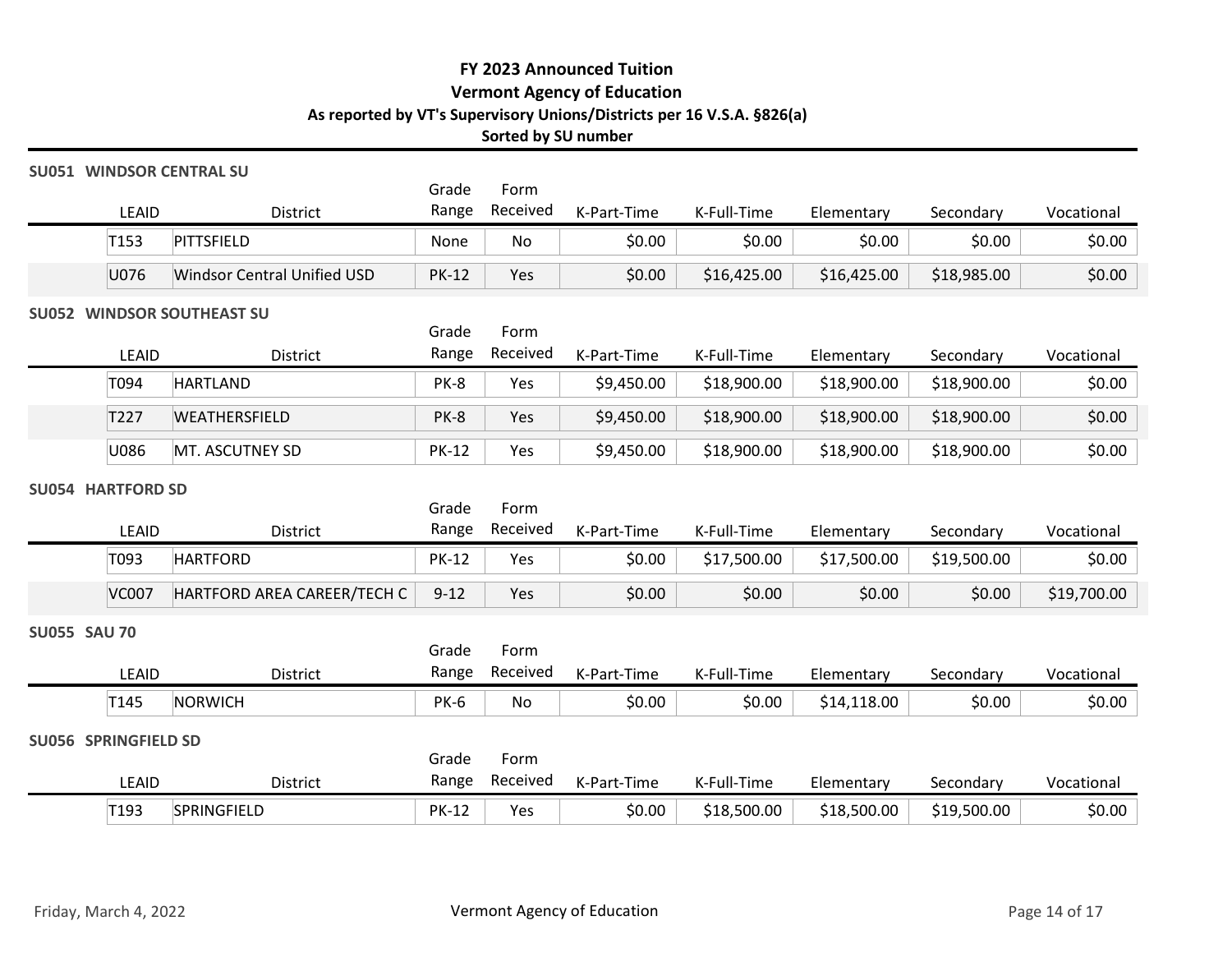# FY 2023 Announced Tuition
## Vermont Agency of Education
### As reported by VT's Supervisory Unions/Districts per 16 V.S.A. §826(a)
### Sorted by SU number

**SU051 WINDSOR CENTRAL SU**

| LEAID | District | Grade Range | Form Received | K-Part-Time | K-Full-Time | Elementary | Secondary | Vocational |
|---|---|---|---|---|---|---|---|---|
| T153 | PITTSFIELD | None | No | $0.00 | $0.00 | $0.00 | $0.00 | $0.00 |
| U076 | Windsor Central Unified USD | PK-12 | Yes | $0.00 | $16,425.00 | $16,425.00 | $18,985.00 | $0.00 |

**SU052 WINDSOR SOUTHEAST SU**

| LEAID | District | Grade Range | Form Received | K-Part-Time | K-Full-Time | Elementary | Secondary | Vocational |
|---|---|---|---|---|---|---|---|---|
| T094 | HARTLAND | PK-8 | Yes | $9,450.00 | $18,900.00 | $18,900.00 | $18,900.00 | $0.00 |
| T227 | WEATHERSFIELD | PK-8 | Yes | $9,450.00 | $18,900.00 | $18,900.00 | $18,900.00 | $0.00 |
| U086 | MT. ASCUTNEY SD | PK-12 | Yes | $9,450.00 | $18,900.00 | $18,900.00 | $18,900.00 | $0.00 |

**SU054 HARTFORD SD**

| LEAID | District | Grade Range | Form Received | K-Part-Time | K-Full-Time | Elementary | Secondary | Vocational |
|---|---|---|---|---|---|---|---|---|
| T093 | HARTFORD | PK-12 | Yes | $0.00 | $17,500.00 | $17,500.00 | $19,500.00 | $0.00 |
| VC007 | HARTFORD AREA CAREER/TECH C | 9-12 | Yes | $0.00 | $0.00 | $0.00 | $0.00 | $19,700.00 |

**SU055 SAU 70**

| LEAID | District | Grade Range | Form Received | K-Part-Time | K-Full-Time | Elementary | Secondary | Vocational |
|---|---|---|---|---|---|---|---|---|
| T145 | NORWICH | PK-6 | No | $0.00 | $0.00 | $14,118.00 | $0.00 | $0.00 |

**SU056 SPRINGFIELD SD**

| LEAID | District | Grade Range | Form Received | K-Part-Time | K-Full-Time | Elementary | Secondary | Vocational |
|---|---|---|---|---|---|---|---|---|
| T193 | SPRINGFIELD | PK-12 | Yes | $0.00 | $18,500.00 | $18,500.00 | $19,500.00 | $0.00 |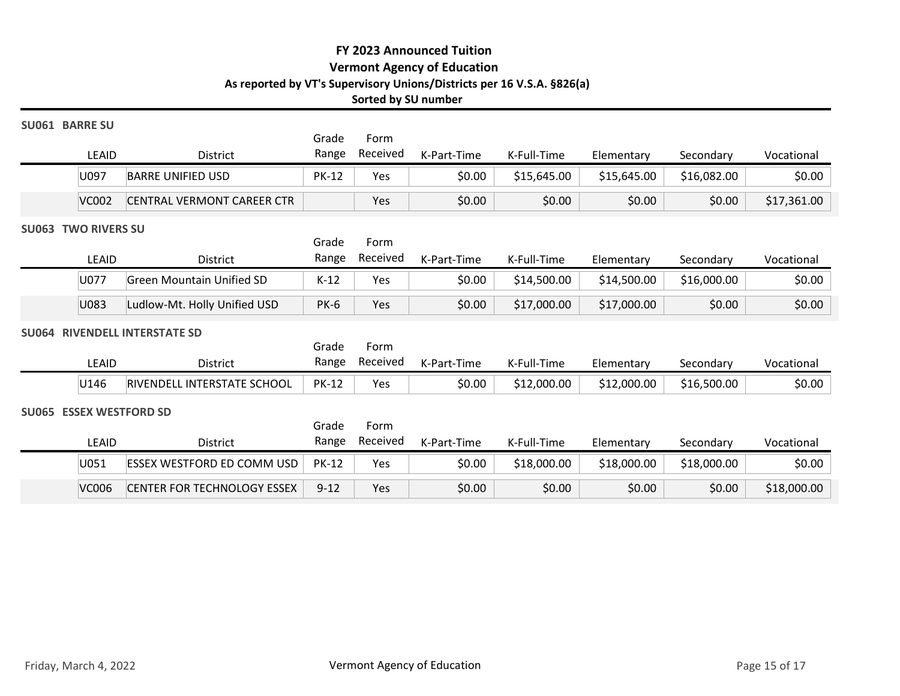# FY 2023 Announced Tuition

## Vermont Agency of Education

### As reported by VT's Supervisory Unions/Districts per 16 V.S.A. §826(a)

**Sorted by SU number**

**SU061 BARRE SU**

| LEAID | District | Grade Range | Form Received | K-Part-Time | K-Full-Time | Elementary | Secondary | Vocational |
|---|---|---|---|---|---|---|---|---|
| U097 | BARRE UNIFIED USD | PK-12 | Yes | $0.00 | $15,645.00 | $15,645.00 | $16,082.00 | $0.00 |
| VC002 | CENTRAL VERMONT CAREER CTR | | Yes | $0.00 | $0.00 | $0.00 | $0.00 | $17,361.00 |

**SU063 TWO RIVERS SU**

| LEAID | District | Grade Range | Form Received | K-Part-Time | K-Full-Time | Elementary | Secondary | Vocational |
|---|---|---|---|---|---|---|---|---|
| U077 | Green Mountain Unified SD | K-12 | Yes | $0.00 | $14,500.00 | $14,500.00 | $16,000.00 | $0.00 |
| U083 | Ludlow-Mt. Holly Unified USD | PK-6 | Yes | $0.00 | $17,000.00 | $17,000.00 | $0.00 | $0.00 |

**SU064 RIVENDELL INTERSTATE SD**

| LEAID | District | Grade Range | Form Received | K-Part-Time | K-Full-Time | Elementary | Secondary | Vocational |
|---|---|---|---|---|---|---|---|---|
| U146 | RIVENDELL INTERSTATE SCHOOL | PK-12 | Yes | $0.00 | $12,000.00 | $12,000.00 | $16,500.00 | $0.00 |

**SU065 ESSEX WESTFORD SD**

| LEAID | District | Grade Range | Form Received | K-Part-Time | K-Full-Time | Elementary | Secondary | Vocational |
|---|---|---|---|---|---|---|---|---|
| U051 | ESSEX WESTFORD ED COMM USD | PK-12 | Yes | $0.00 | $18,000.00 | $18,000.00 | $18,000.00 | $0.00 |
| VC006 | CENTER FOR TECHNOLOGY ESSEX | 9-12 | Yes | $0.00 | $0.00 | $0.00 | $0.00 | $18,000.00 |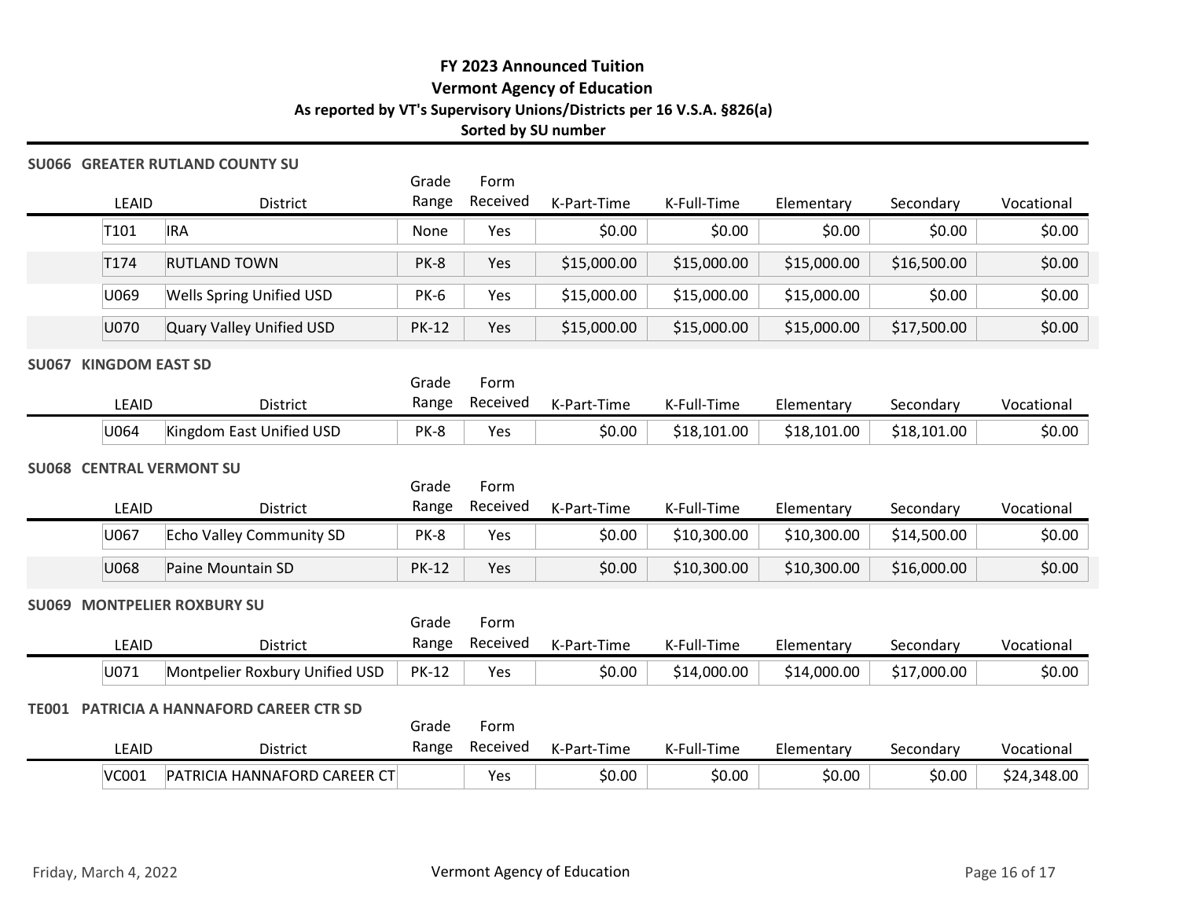# FY 2023 Announced Tuition
## Vermont Agency of Education
### As reported by VT's Supervisory Unions/Districts per 16 V.S.A. §826(a)
### Sorted by SU number

**SU066 GREATER RUTLAND COUNTY SU**

| LEAID | District | Grade Range | Form Received | K-Part-Time | K-Full-Time | Elementary | Secondary | Vocational |
|---|---|---|---|---|---|---|---|---|
| T101 | IRA | None | Yes | $0.00 | $0.00 | $0.00 | $0.00 | $0.00 |
| T174 | RUTLAND TOWN | PK-8 | Yes | $15,000.00 | $15,000.00 | $15,000.00 | $16,500.00 | $0.00 |
| U069 | Wells Spring Unified USD | PK-6 | Yes | $15,000.00 | $15,000.00 | $15,000.00 | $0.00 | $0.00 |
| U070 | Quary Valley Unified USD | PK-12 | Yes | $15,000.00 | $15,000.00 | $15,000.00 | $17,500.00 | $0.00 |

**SU067 KINGDOM EAST SD**

| LEAID | District | Grade Range | Form Received | K-Part-Time | K-Full-Time | Elementary | Secondary | Vocational |
|---|---|---|---|---|---|---|---|---|
| U064 | Kingdom East Unified USD | PK-8 | Yes | $0.00 | $18,101.00 | $18,101.00 | $18,101.00 | $0.00 |

**SU068 CENTRAL VERMONT SU**

| LEAID | District | Grade Range | Form Received | K-Part-Time | K-Full-Time | Elementary | Secondary | Vocational |
|---|---|---|---|---|---|---|---|---|
| U067 | Echo Valley Community SD | PK-8 | Yes | $0.00 | $10,300.00 | $10,300.00 | $14,500.00 | $0.00 |
| U068 | Paine Mountain SD | PK-12 | Yes | $0.00 | $10,300.00 | $10,300.00 | $16,000.00 | $0.00 |

**SU069 MONTPELIER ROXBURY SU**

| LEAID | District | Grade Range | Form Received | K-Part-Time | K-Full-Time | Elementary | Secondary | Vocational |
|---|---|---|---|---|---|---|---|---|
| U071 | Montpelier Roxbury Unified USD | PK-12 | Yes | $0.00 | $14,000.00 | $14,000.00 | $17,000.00 | $0.00 |

**TE001 PATRICIA A HANNAFORD CAREER CTR SD**

| LEAID | District | Grade Range | Form Received | K-Part-Time | K-Full-Time | Elementary | Secondary | Vocational |
|---|---|---|---|---|---|---|---|---|
| VC001 | PATRICIA HANNAFORD CAREER CT | | Yes | $0.00 | $0.00 | $0.00 | $0.00 | $24,348.00 |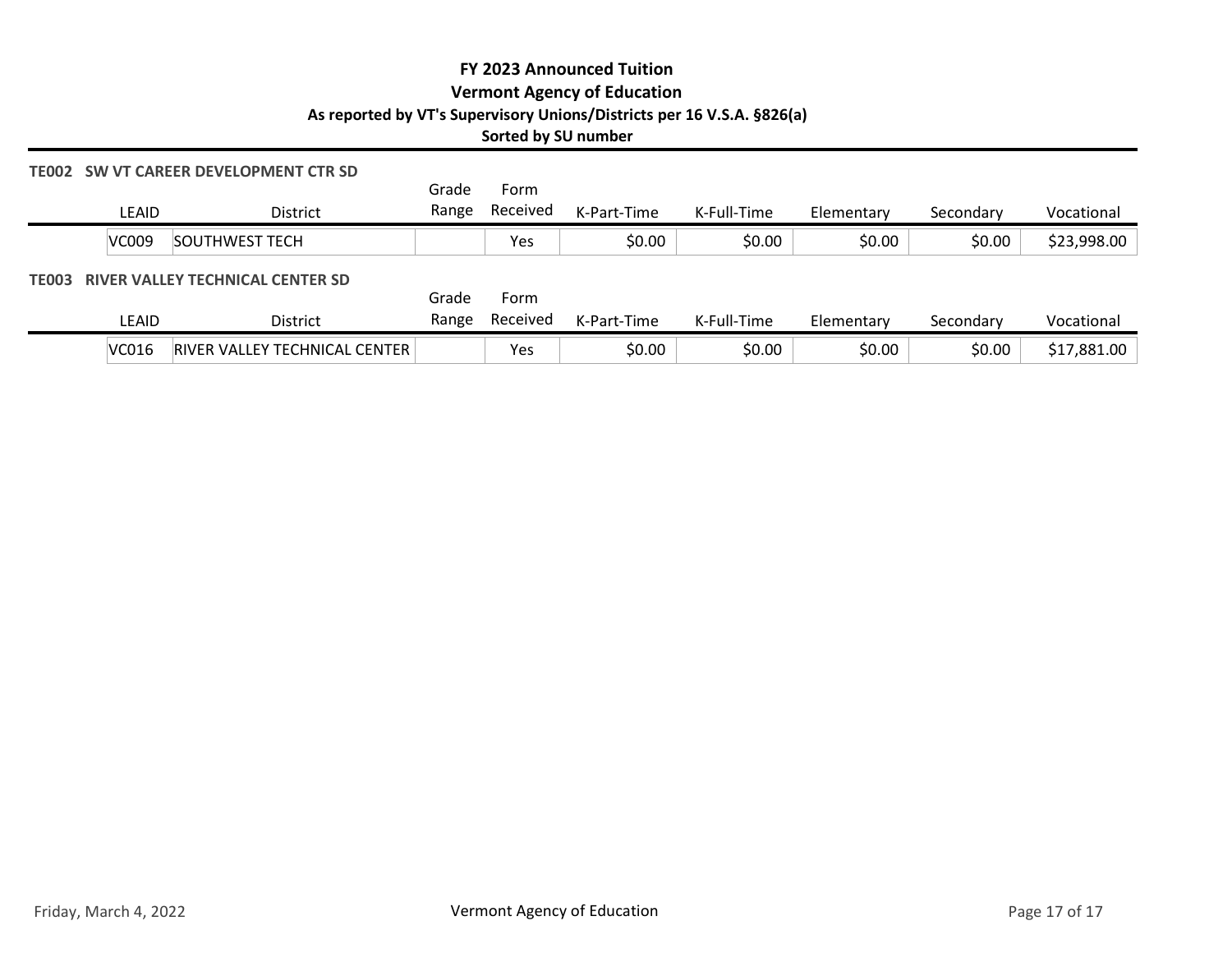# FY 2023 Announced Tuition
## Vermont Agency of Education
### As reported by VT's Supervisory Unions/Districts per 16 V.S.A. §826(a)
### Sorted by SU number

**TE002 SW VT CAREER DEVELOPMENT CTR SD**

| LEAID | District | Grade Range | Form Received | K-Part-Time | K-Full-Time | Elementary | Secondary | Vocational |
|---|---|---|---|---|---|---|---|---|
| VC009 | SOUTHWEST TECH | | Yes | $0.00 | $0.00 | $0.00 | $0.00 | $23,998.00 |

**TE003 RIVER VALLEY TECHNICAL CENTER SD**

| LEAID | District | Grade Range | Form Received | K-Part-Time | K-Full-Time | Elementary | Secondary | Vocational |
|---|---|---|---|---|---|---|---|---|
| VC016 | RIVER VALLEY TECHNICAL CENTER | | Yes | $0.00 | $0.00 | $0.00 | $0.00 | $17,881.00 |

Friday, March 4, 2022